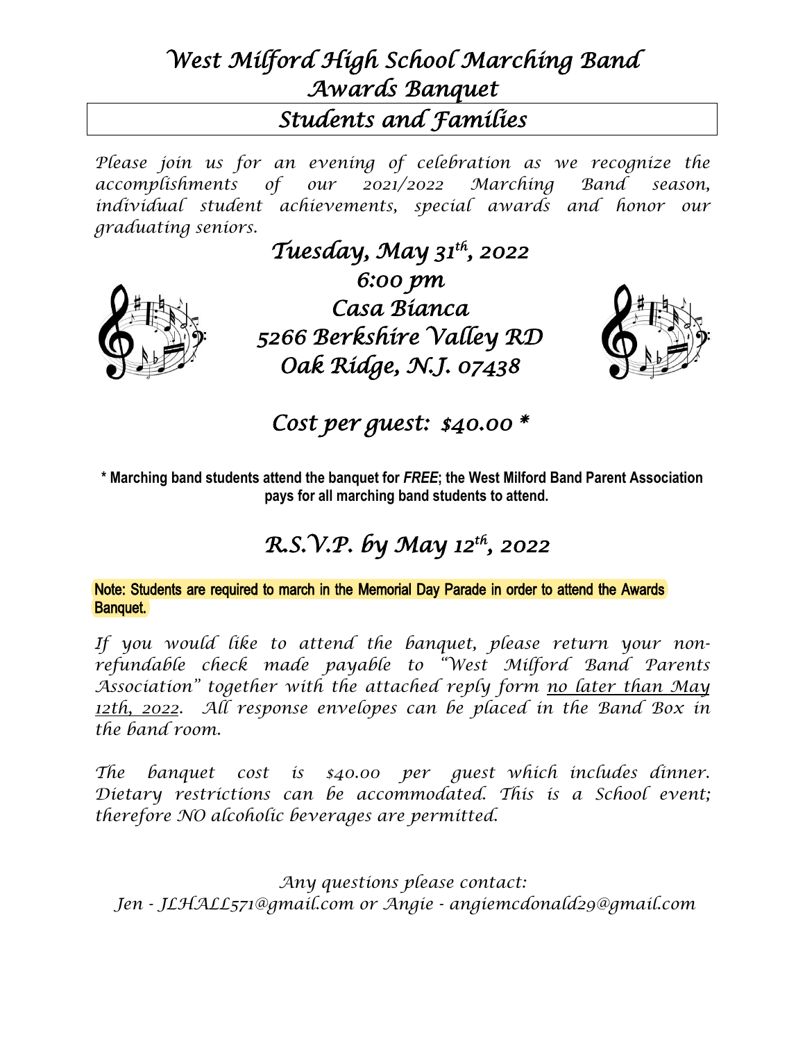# West Milford High School Marching Band Awards Banquet

## Students and Families

*Please join us for an evening of celebration as we recognize the accomplishments of our 2021/2022 Marching Band season, individual student achievements, special awards and honor our graduating seniors.*

***Tuesday, May 31th, 2022***
***6:00 pm***
***Casa Bianca***
***5266 Berkshire Valley RD***
***Oak Ridge, N.J. 07438***

## *Cost per guest: $40.00 **

**\* Marching band students attend the banquet for *FREE*; the West Milford Band Parent Association pays for all marching band students to attend.**

## *R.S.V.P. by May 12th, 2022*

Note: Students are required to march in the Memorial Day Parade in order to attend the Awards Banquet.

*If you would like to attend the banquet, please return your non-refundable check made payable to "West Milford Band Parents Association" together with the attached reply form <u>no later than May 12th, 2022</u>. All response envelopes can be placed in the Band Box in the band room.*

*The banquet cost is $40.00 per guest which includes dinner. Dietary restrictions can be accommodated. This is a School event; therefore NO alcoholic beverages are permitted.*

*Any questions please contact:*
*Jen - JLHALL571@gmail.com or Angie - angiemcdonald29@gmail.com*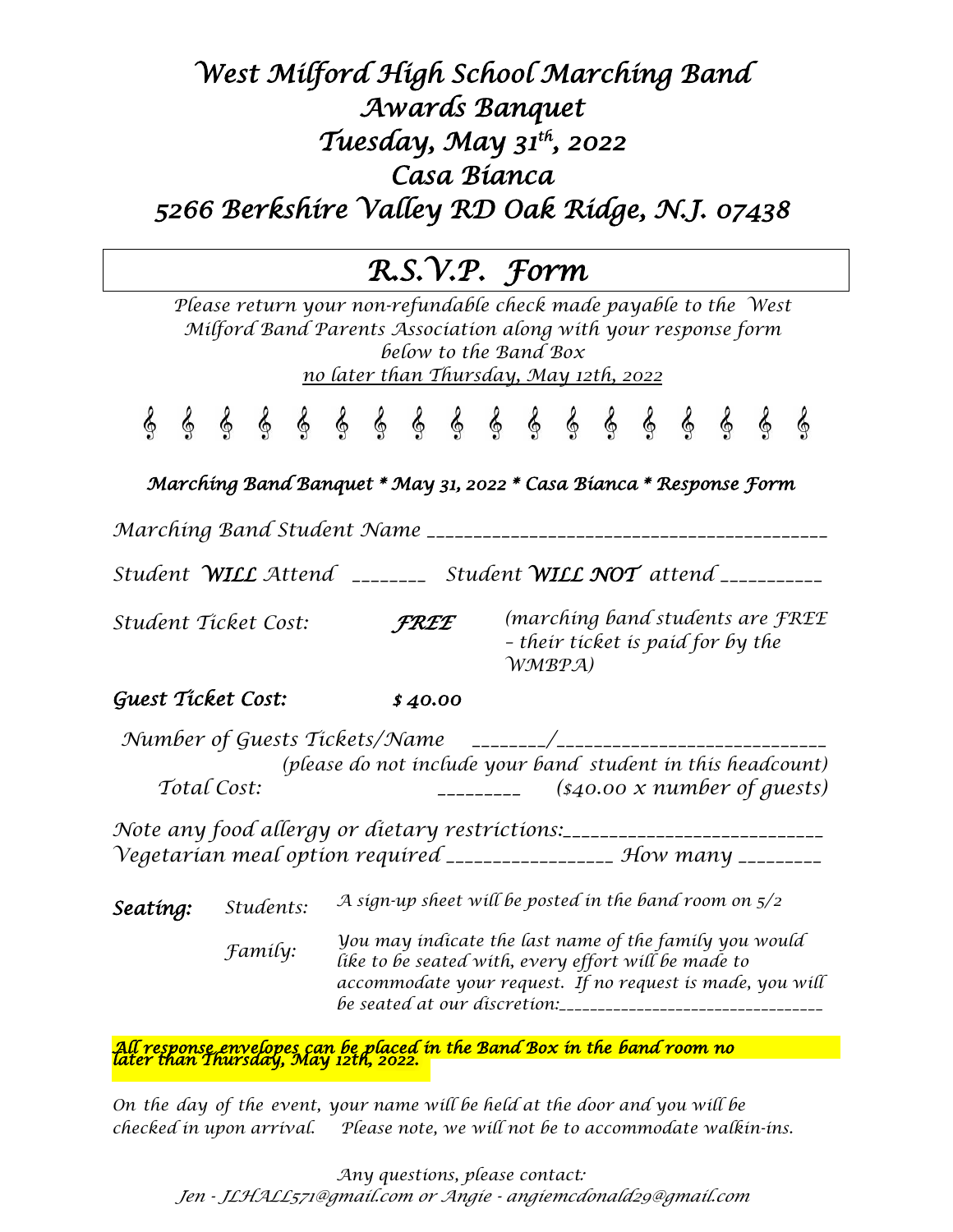# West Milford High School Marching Band Awards Banquet
# Tuesday, May 31th, 2022
# Casa Bianca
# 5266 Berkshire Valley RD Oak Ridge, N.J. 07438

## R.S.V.P. Form

*Please return your non-refundable check made payable to the West Milford Band Parents Association along with your response form below to the Band Box*
*no later than Thursday, May 12th, 2022*

𝄞 𝄞 𝄞 𝄞 𝄞 𝄞 𝄞 𝄞 𝄞 𝄞 𝄞 𝄞 𝄞 𝄞 𝄞 𝄞 𝄞 𝄞

***Marching Band Banquet * May 31, 2022 * Casa Bianca * Response Form***

Marching Band Student Name ________________________________________

Student **WILL** Attend ________ Student **WILL NOT** attend __________

Student Ticket Cost: ***FREE*** (marching band students are FREE – their ticket is paid for by the WMBPA)

***Guest Ticket Cost:*** ***$ 40.00***

Number of Guests Tickets/Name ________/____________________________
(please do not include your band student in this headcount)

Total Cost: _________ ($40.00 x number of guests)

Note any food allergy or dietary restrictions:___________________________
Vegetarian meal option required _________________ How many _________

***Seating:***

Students: A sign-up sheet will be posted in the band room on 5/2

Family: You may indicate the last name of the family you would like to be seated with, every effort will be made to accommodate your request. If no request is made, you will be seated at our discretion:_______________________________

***All response envelopes can be placed in the Band Box in the band room no later than Thursday, May 12th, 2022.***

*On the day of the event, your name will be held at the door and you will be checked in upon arrival. Please note, we will not be to accommodate walkin-ins.*

*Any questions, please contact:*
*Jen - JLHALL571@gmail.com or Angie - angiemcdonald29@gmail.com*